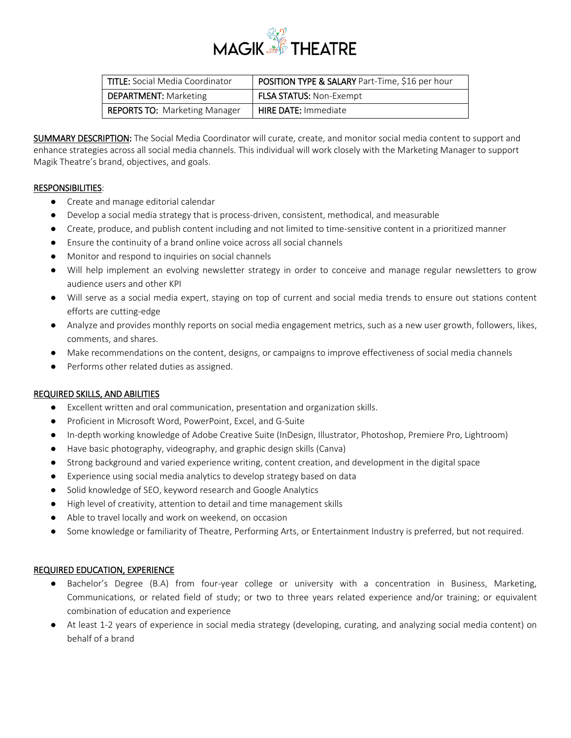# MAGIK THEATRE

| TITLE: Social Media Coordinator | POSITION TYPE & SALARY Part-Time, $16 per hour |
|---|---|
| DEPARTMENT: Marketing | FLSA STATUS: Non-Exempt |
| REPORTS TO: Marketing Manager | HIRE DATE: Immediate |

**SUMMARY DESCRIPTION:** The Social Media Coordinator will curate, create, and monitor social media content to support and enhance strategies across all social media channels. This individual will work closely with the Marketing Manager to support Magik Theatre's brand, objectives, and goals.

## RESPONSIBILITIES:

- Create and manage editorial calendar
- Develop a social media strategy that is process-driven, consistent, methodical, and measurable
- Create, produce, and publish content including and not limited to time-sensitive content in a prioritized manner
- Ensure the continuity of a brand online voice across all social channels
- Monitor and respond to inquiries on social channels
- Will help implement an evolving newsletter strategy in order to conceive and manage regular newsletters to grow audience users and other KPI
- Will serve as a social media expert, staying on top of current and social media trends to ensure out stations content efforts are cutting-edge
- Analyze and provides monthly reports on social media engagement metrics, such as a new user growth, followers, likes, comments, and shares.
- Make recommendations on the content, designs, or campaigns to improve effectiveness of social media channels
- Performs other related duties as assigned.

## REQUIRED SKILLS, AND ABILITIES

- Excellent written and oral communication, presentation and organization skills.
- Proficient in Microsoft Word, PowerPoint, Excel, and G-Suite
- In-depth working knowledge of Adobe Creative Suite (InDesign, Illustrator, Photoshop, Premiere Pro, Lightroom)
- Have basic photography, videography, and graphic design skills (Canva)
- Strong background and varied experience writing, content creation, and development in the digital space
- Experience using social media analytics to develop strategy based on data
- Solid knowledge of SEO, keyword research and Google Analytics
- High level of creativity, attention to detail and time management skills
- Able to travel locally and work on weekend, on occasion
- Some knowledge or familiarity of Theatre, Performing Arts, or Entertainment Industry is preferred, but not required.

## REQUIRED EDUCATION, EXPERIENCE

- Bachelor's Degree (B.A) from four-year college or university with a concentration in Business, Marketing, Communications, or related field of study; or two to three years related experience and/or training; or equivalent combination of education and experience
- At least 1-2 years of experience in social media strategy (developing, curating, and analyzing social media content) on behalf of a brand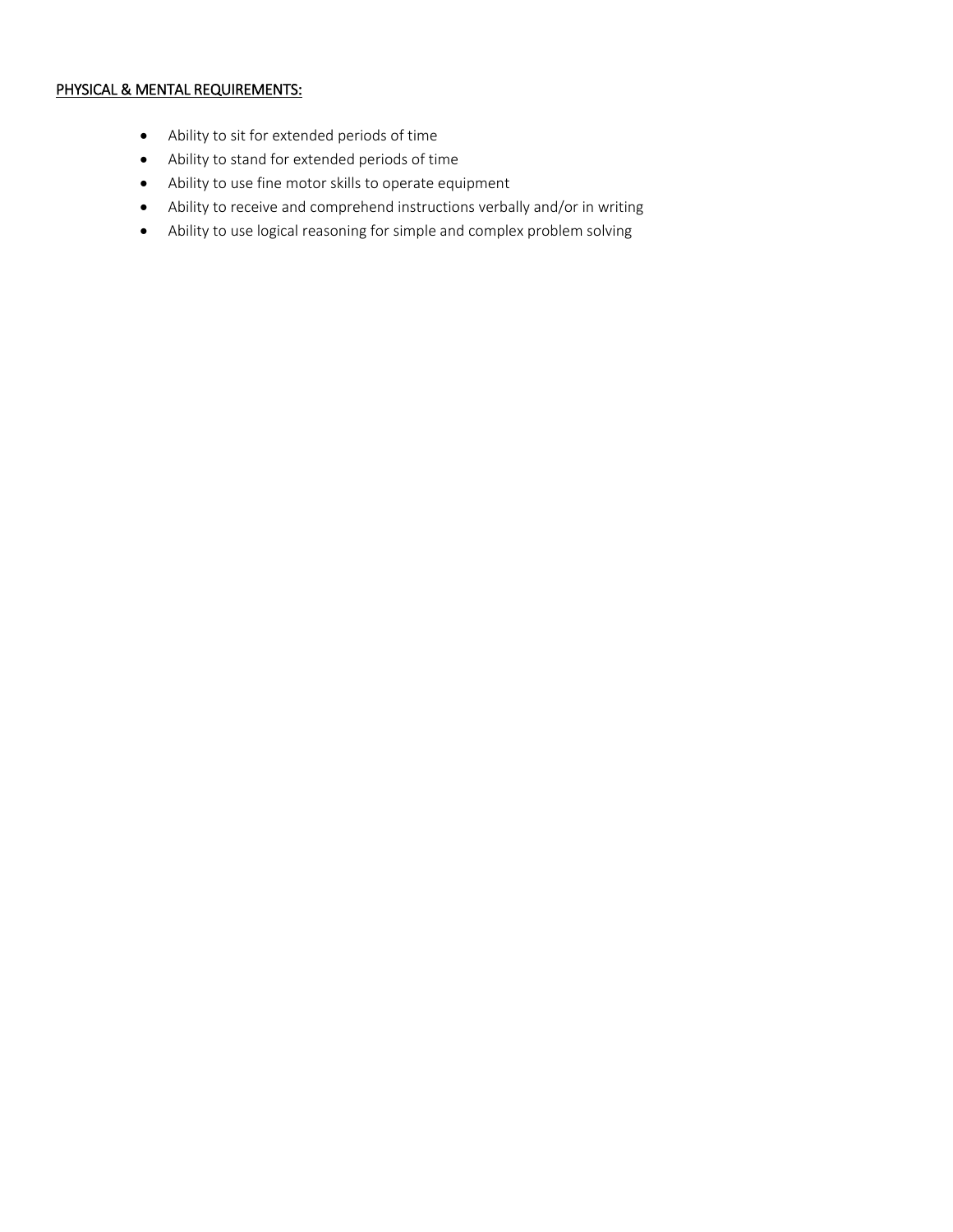PHYSICAL & MENTAL REQUIREMENTS:

- Ability to sit for extended periods of time
- Ability to stand for extended periods of time
- Ability to use fine motor skills to operate equipment
- Ability to receive and comprehend instructions verbally and/or in writing
- Ability to use logical reasoning for simple and complex problem solving